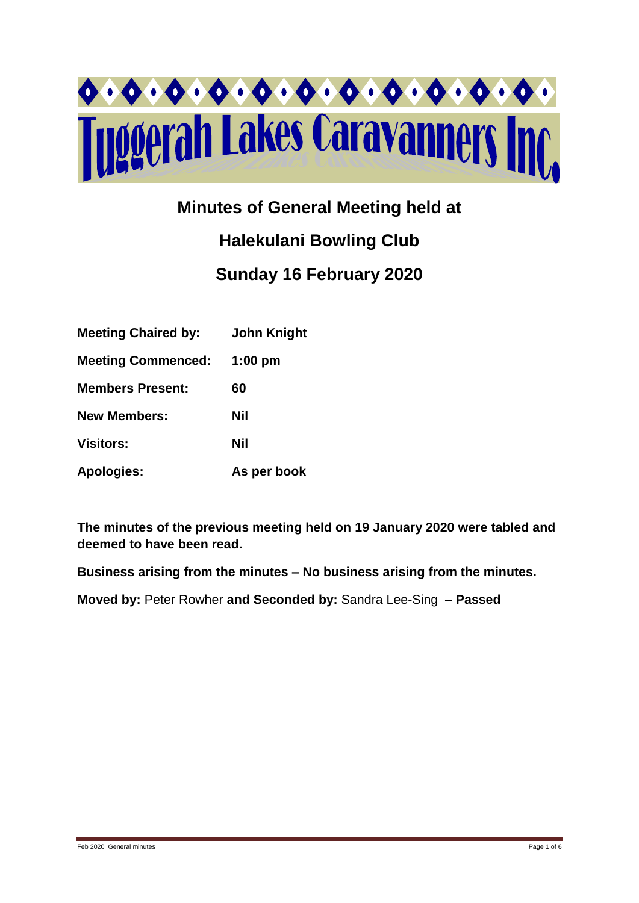# Tuggerah Lakes Caravanners Inc

## Minutes of General Meeting held at

## Halekulani Bowling Club

## Sunday 16 February 2020

| | |
|---|---|
| **Meeting Chaired by:** | **John Knight** |
| **Meeting Commenced:** | **1:00 pm** |
| **Members Present:** | **60** |
| **New Members:** | **Nil** |
| **Visitors:** | **Nil** |
| **Apologies:** | **As per book** |

**The minutes of the previous meeting held on 19 January 2020 were tabled and deemed to have been read.**

**Business arising from the minutes – No business arising from the minutes.**

**Moved by:** Peter Rowher **and Seconded by:** Sandra Lee-Sing **– Passed**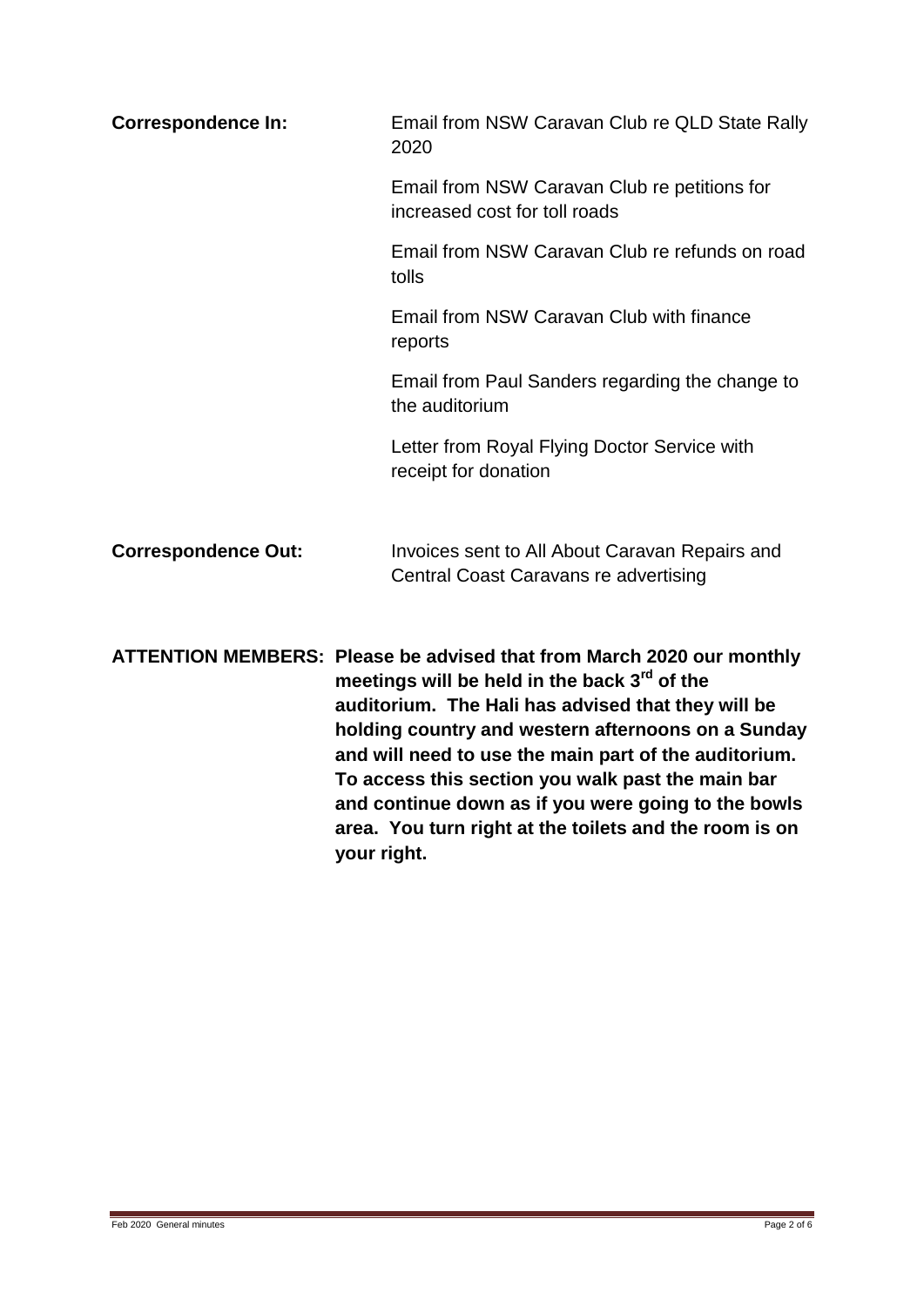**Correspondence In:**

Email from NSW Caravan Club re QLD State Rally 2020

Email from NSW Caravan Club re petitions for increased cost for toll roads

Email from NSW Caravan Club re refunds on road tolls

Email from NSW Caravan Club with finance reports

Email from Paul Sanders regarding the change to the auditorium

Letter from Royal Flying Doctor Service with receipt for donation

**Correspondence Out:**

Invoices sent to All About Caravan Repairs and Central Coast Caravans re advertising

**ATTENTION MEMBERS: Please be advised that from March 2020 our monthly meetings will be held in the back 3rd of the auditorium. The Hali has advised that they will be holding country and western afternoons on a Sunday and will need to use the main part of the auditorium. To access this section you walk past the main bar and continue down as if you were going to the bowls area. You turn right at the toilets and the room is on your right.**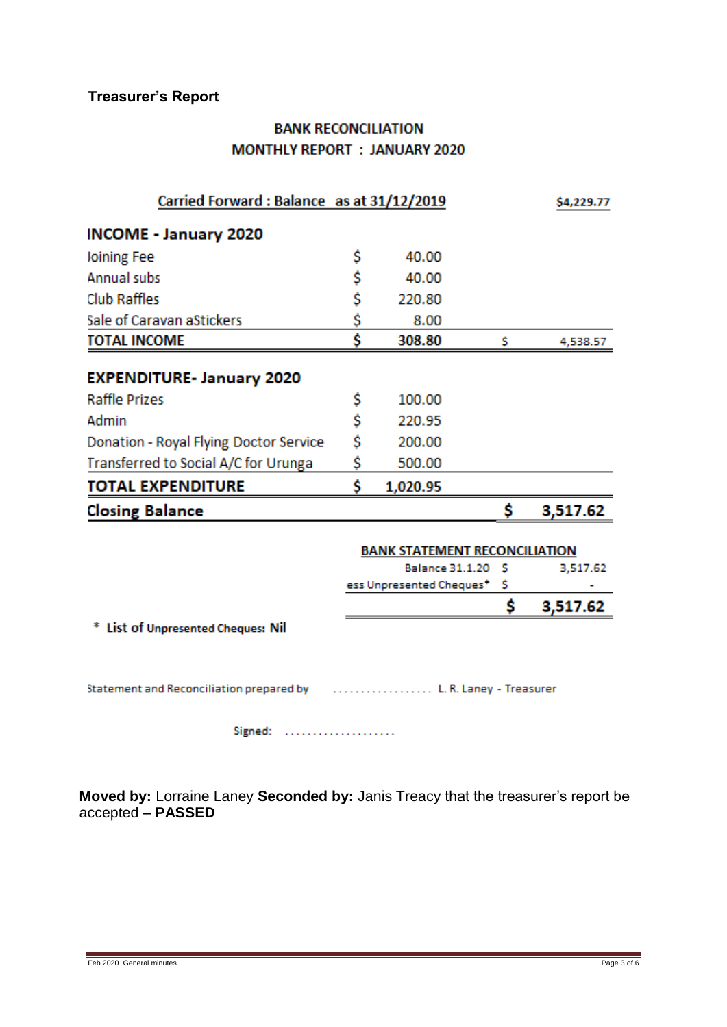**Treasurer's Report**

## BANK RECONCILIATION
## MONTHLY REPORT : JANUARY 2020

| Carried Forward : Balance as at 31/12/2019 | | | $4,229.77 |
|---|---|---|---|
| **INCOME - January 2020** | | | |
| Joining Fee | $ | 40.00 | |
| Annual subs | $ | 40.00 | |
| Club Raffles | $ | 220.80 | |
| Sale of Caravan aStickers | $ | 8.00 | |
| **TOTAL INCOME** | **$** | **308.80** | $ 4,538.57 |
| **EXPENDITURE- January 2020** | | | |
| Raffle Prizes | $ | 100.00 | |
| Admin | $ | 220.95 | |
| Donation - Royal Flying Doctor Service | $ | 200.00 | |
| Transferred to Social A/C for Urunga | $ | 500.00 | |
| **TOTAL EXPENDITURE** | **$** | **1,020.95** | |
| **Closing Balance** | | | **$ 3,517.62** |

**BANK STATEMENT RECONCILIATION**

| | | |
|---|---|---|
| Balance 31.1.20 | $ | 3,517.62 |
| ess Unpresented Cheques* | $ | - |
| | **$** | **3,517.62** |

\* List of Unpresented Cheques: Nil

Statement and Reconciliation prepared by .................. L. R. Laney - Treasurer

Signed: ....................

**Moved by:** Lorraine Laney **Seconded by:** Janis Treacy that the treasurer's report be accepted **– PASSED**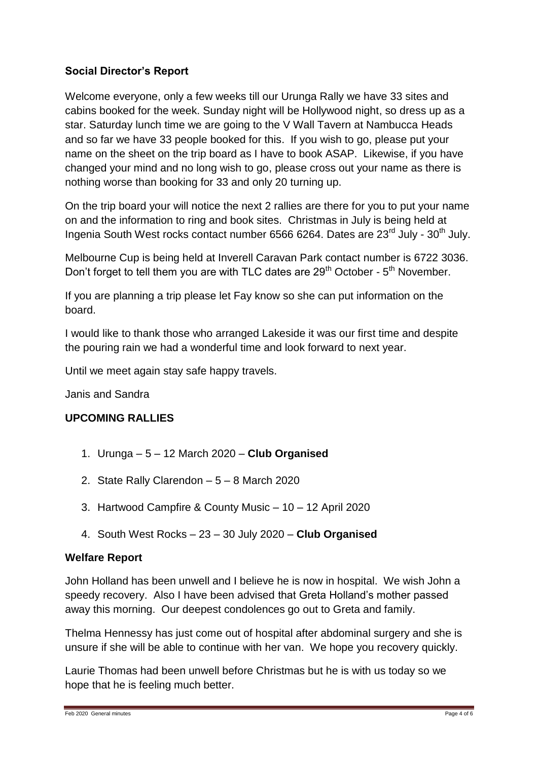### Social Director's Report

Welcome everyone, only a few weeks till our Urunga Rally we have 33 sites and cabins booked for the week. Sunday night will be Hollywood night, so dress up as a star. Saturday lunch time we are going to the V Wall Tavern at Nambucca Heads and so far we have 33 people booked for this. If you wish to go, please put your name on the sheet on the trip board as I have to book ASAP. Likewise, if you have changed your mind and no long wish to go, please cross out your name as there is nothing worse than booking for 33 and only 20 turning up.

On the trip board your will notice the next 2 rallies are there for you to put your name on and the information to ring and book sites. Christmas in July is being held at Ingenia South West rocks contact number 6566 6264. Dates are 23rd July - 30th July.

Melbourne Cup is being held at Inverell Caravan Park contact number is 6722 3036. Don't forget to tell them you are with TLC dates are 29th October - 5th November.

If you are planning a trip please let Fay know so she can put information on the board.

I would like to thank those who arranged Lakeside it was our first time and despite the pouring rain we had a wonderful time and look forward to next year.

Until we meet again stay safe happy travels.

Janis and Sandra

### UPCOMING RALLIES

1. Urunga – 5 – 12 March 2020 – **Club Organised**
2. State Rally Clarendon – 5 – 8 March 2020
3. Hartwood Campfire & County Music – 10 – 12 April 2020
4. South West Rocks – 23 – 30 July 2020 – **Club Organised**

### Welfare Report

John Holland has been unwell and I believe he is now in hospital. We wish John a speedy recovery. Also I have been advised that Greta Holland's mother passed away this morning. Our deepest condolences go out to Greta and family.

Thelma Hennessy has just come out of hospital after abdominal surgery and she is unsure if she will be able to continue with her van. We hope you recovery quickly.

Laurie Thomas had been unwell before Christmas but he is with us today so we hope that he is feeling much better.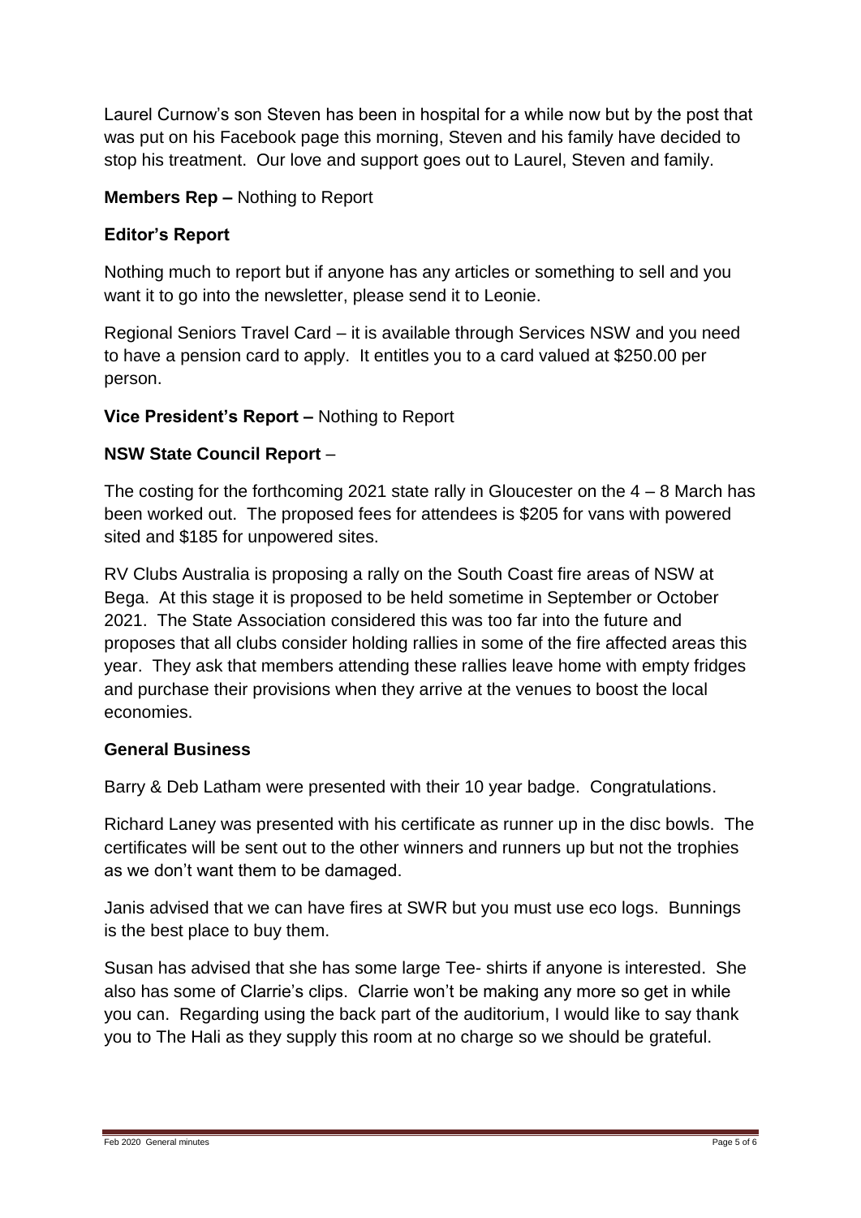Laurel Curnow's son Steven has been in hospital for a while now but by the post that was put on his Facebook page this morning, Steven and his family have decided to stop his treatment. Our love and support goes out to Laurel, Steven and family.

**Members Rep –** Nothing to Report

**Editor's Report**

Nothing much to report but if anyone has any articles or something to sell and you want it to go into the newsletter, please send it to Leonie.

Regional Seniors Travel Card – it is available through Services NSW and you need to have a pension card to apply. It entitles you to a card valued at $250.00 per person.

**Vice President's Report –** Nothing to Report

**NSW State Council Report** –

The costing for the forthcoming 2021 state rally in Gloucester on the 4 – 8 March has been worked out. The proposed fees for attendees is $205 for vans with powered sited and $185 for unpowered sites.

RV Clubs Australia is proposing a rally on the South Coast fire areas of NSW at Bega. At this stage it is proposed to be held sometime in September or October 2021. The State Association considered this was too far into the future and proposes that all clubs consider holding rallies in some of the fire affected areas this year. They ask that members attending these rallies leave home with empty fridges and purchase their provisions when they arrive at the venues to boost the local economies.

**General Business**

Barry & Deb Latham were presented with their 10 year badge. Congratulations.

Richard Laney was presented with his certificate as runner up in the disc bowls. The certificates will be sent out to the other winners and runners up but not the trophies as we don't want them to be damaged.

Janis advised that we can have fires at SWR but you must use eco logs. Bunnings is the best place to buy them.

Susan has advised that she has some large Tee- shirts if anyone is interested. She also has some of Clarrie's clips. Clarrie won't be making any more so get in while you can. Regarding using the back part of the auditorium, I would like to say thank you to The Hali as they supply this room at no charge so we should be grateful.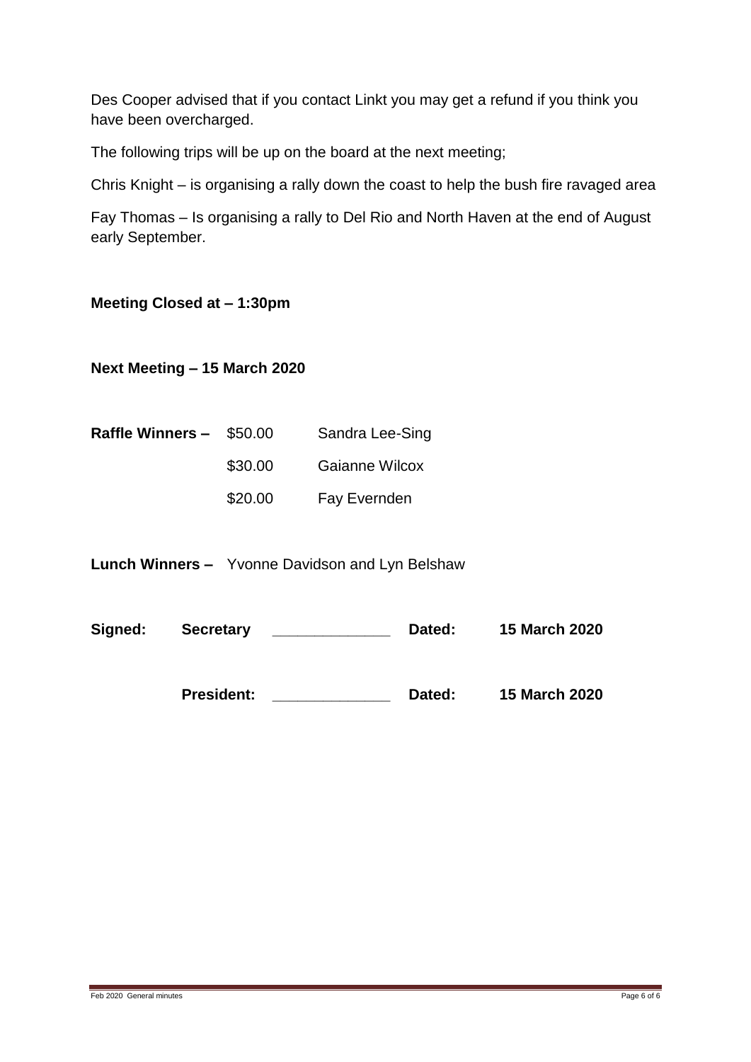Des Cooper advised that if you contact Linkt you may get a refund if you think you have been overcharged.

The following trips will be up on the board at the next meeting;

Chris Knight – is organising a rally down the coast to help the bush fire ravaged area

Fay Thomas – Is organising a rally to Del Rio and North Haven at the end of August early September.

**Meeting Closed at – 1:30pm**

**Next Meeting – 15 March 2020**

| | | |
|---|---|---|
| **Raffle Winners –** | $50.00 | Sandra Lee-Sing |
| | $30.00 | Gaianne Wilcox |
| | $20.00 | Fay Evernden |

**Lunch Winners –** Yvonne Davidson and Lyn Belshaw

| | | | | |
|---|---|---|---|---|
| **Signed:** | **Secretary** | _____________ | **Dated:** | **15 March 2020** |
| | **President:** | _____________ | **Dated:** | **15 March 2020** |